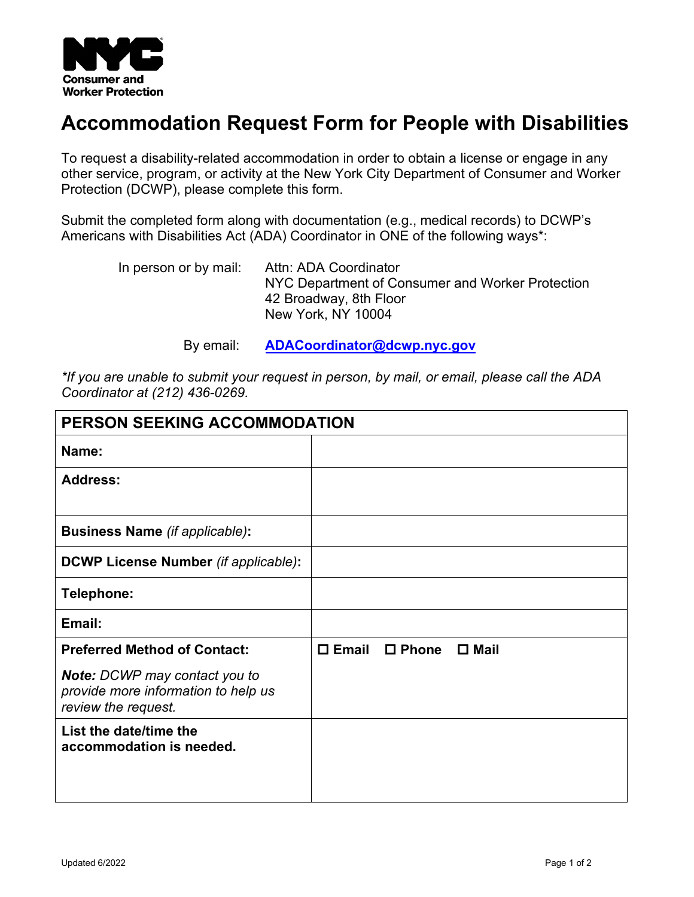NYC Consumer and Worker Protection

# Accommodation Request Form for People with Disabilities

To request a disability-related accommodation in order to obtain a license or engage in any other service, program, or activity at the New York City Department of Consumer and Worker Protection (DCWP), please complete this form.

Submit the completed form along with documentation (e.g., medical records) to DCWP's Americans with Disabilities Act (ADA) Coordinator in ONE of the following ways*:

In person or by mail:
Attn: ADA Coordinator
NYC Department of Consumer and Worker Protection
42 Broadway, 8th Floor
New York, NY 10004

By email: **ADACoordinator@dcwp.nyc.gov**

*\*If you are unable to submit your request in person, by mail, or email, please call the ADA Coordinator at (212) 436-0269.*

| PERSON SEEKING ACCOMMODATION | |
|---|---|
| **Name:** | |
| **Address:** | |
| **Business Name** *(if applicable)***:** | |
| **DCWP License Number** *(if applicable)***:** | |
| **Telephone:** | |
| **Email:** | |
| **Preferred Method of Contact:** <br> ***Note:*** *DCWP may contact you to provide more information to help us review the request.* | ☐ **Email** ☐ **Phone** ☐ **Mail** |
| **List the date/time the accommodation is needed.** | |

Updated 6/2022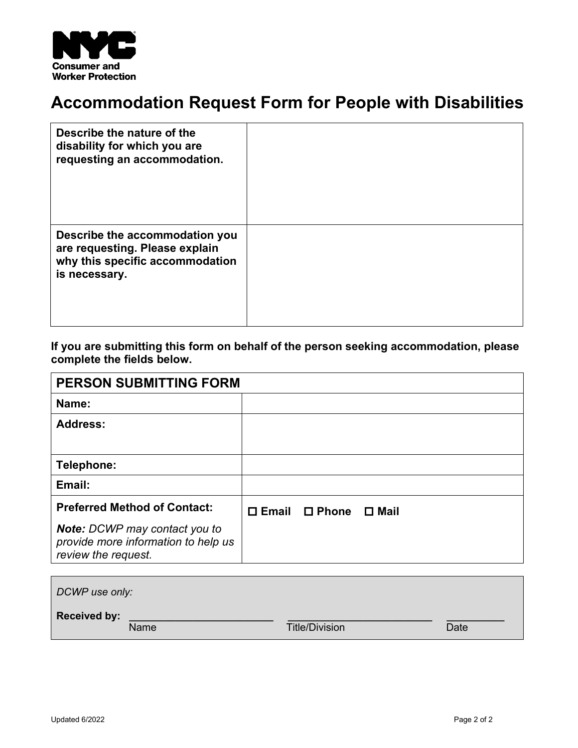NYC Consumer and Worker Protection

# Accommodation Request Form for People with Disabilities

| | |
|---|---|
| **Describe the nature of the disability for which you are requesting an accommodation.** | |
| **Describe the accommodation you are requesting. Please explain why this specific accommodation is necessary.** | |

**If you are submitting this form on behalf of the person seeking accommodation, please complete the fields below.**

| **PERSON SUBMITTING FORM** | |
|---|---|
| **Name:** | |
| **Address:** | |
| **Telephone:** | |
| **Email:** | |
| **Preferred Method of Contact:**<br><br>***Note:*** *DCWP may contact you to provide more information to help us review the request.* | ☐ **Email** ☐ **Phone** ☐ **Mail** |

*DCWP use only:*

**Received by:** ________________________ ________________________ __________

Name Title/Division Date

Updated 6/2022